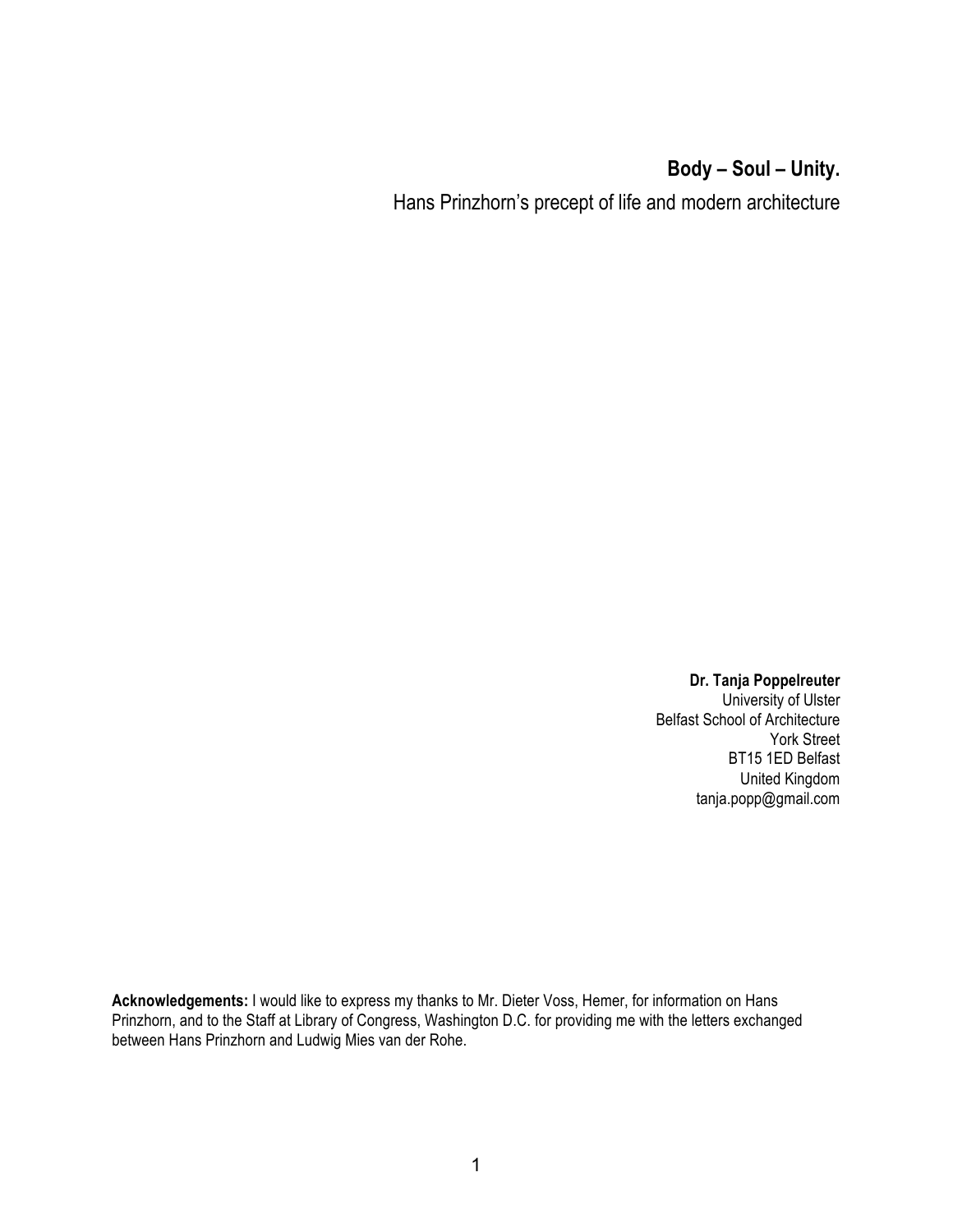# Body – Soul – Unity.

## Hans Prinzhorn's precept of life and modern architecture

**Dr. Tanja Poppelreuter**
University of Ulster
Belfast School of Architecture
York Street
BT15 1ED Belfast
United Kingdom
tanja.popp@gmail.com

**Acknowledgements:** I would like to express my thanks to Mr. Dieter Voss, Hemer, for information on Hans Prinzhorn, and to the Staff at Library of Congress, Washington D.C. for providing me with the letters exchanged between Hans Prinzhorn and Ludwig Mies van der Rohe.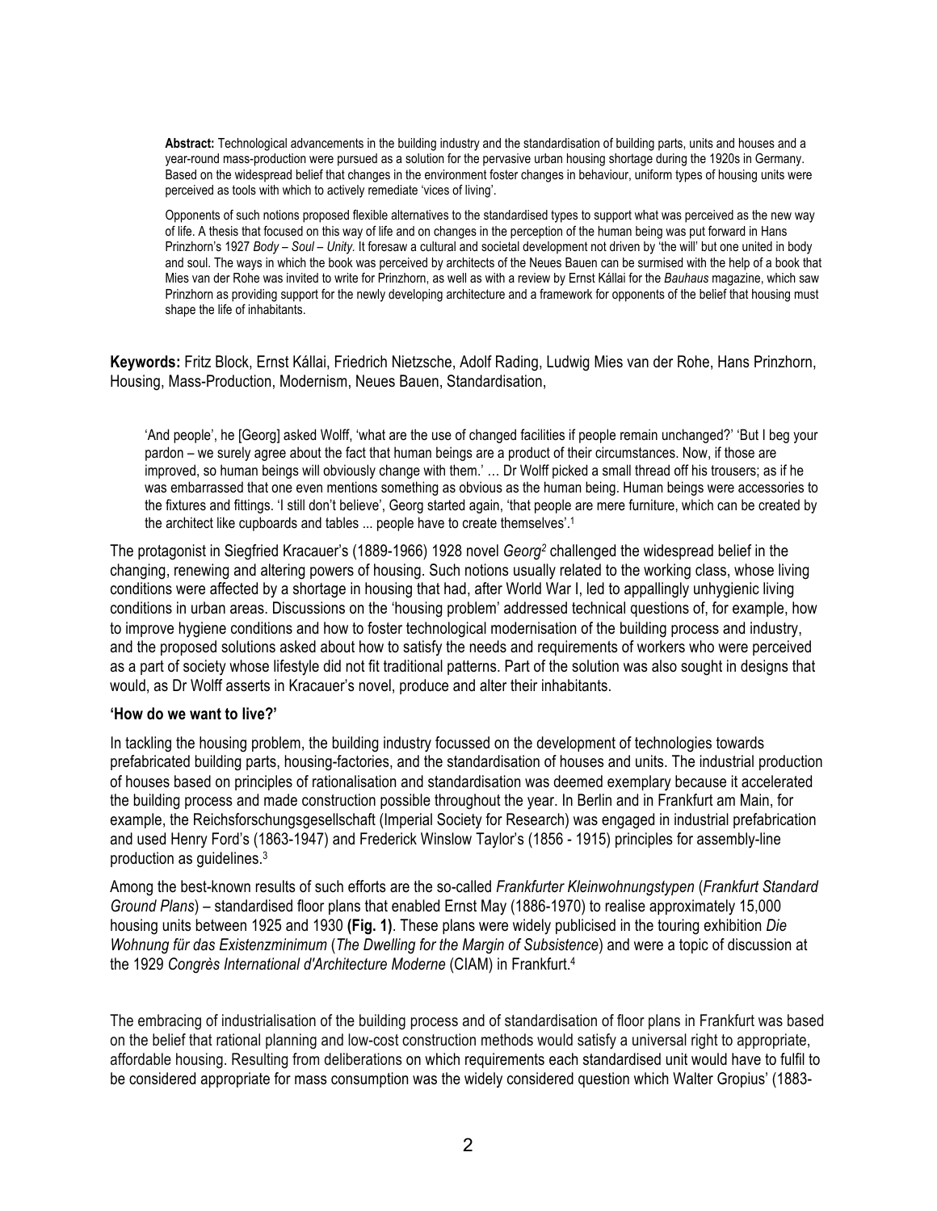**Abstract:** Technological advancements in the building industry and the standardisation of building parts, units and houses and a year-round mass-production were pursued as a solution for the pervasive urban housing shortage during the 1920s in Germany. Based on the widespread belief that changes in the environment foster changes in behaviour, uniform types of housing units were perceived as tools with which to actively remediate 'vices of living'.

Opponents of such notions proposed flexible alternatives to the standardised types to support what was perceived as the new way of life. A thesis that focused on this way of life and on changes in the perception of the human being was put forward in Hans Prinzhorn's 1927 *Body – Soul – Unity*. It foresaw a cultural and societal development not driven by 'the will' but one united in body and soul. The ways in which the book was perceived by architects of the Neues Bauen can be surmised with the help of a book that Mies van der Rohe was invited to write for Prinzhorn, as well as with a review by Ernst Kállai for the *Bauhaus* magazine, which saw Prinzhorn as providing support for the newly developing architecture and a framework for opponents of the belief that housing must shape the life of inhabitants.

**Keywords:** Fritz Block, Ernst Kállai, Friedrich Nietzsche, Adolf Rading, Ludwig Mies van der Rohe, Hans Prinzhorn, Housing, Mass-Production, Modernism, Neues Bauen, Standardisation,

> 'And people', he [Georg] asked Wolff, 'what are the use of changed facilities if people remain unchanged?' 'But I beg your pardon – we surely agree about the fact that human beings are a product of their circumstances. Now, if those are improved, so human beings will obviously change with them.' … Dr Wolff picked a small thread off his trousers; as if he was embarrassed that one even mentions something as obvious as the human being. Human beings were accessories to the fixtures and fittings. 'I still don't believe', Georg started again, 'that people are mere furniture, which can be created by the architect like cupboards and tables ... people have to create themselves'.[1]

The protagonist in Siegfried Kracauer's (1889-1966) 1928 novel *Georg*[2] challenged the widespread belief in the changing, renewing and altering powers of housing. Such notions usually related to the working class, whose living conditions were affected by a shortage in housing that had, after World War I, led to appallingly unhygienic living conditions in urban areas. Discussions on the 'housing problem' addressed technical questions of, for example, how to improve hygiene conditions and how to foster technological modernisation of the building process and industry, and the proposed solutions asked about how to satisfy the needs and requirements of workers who were perceived as a part of society whose lifestyle did not fit traditional patterns. Part of the solution was also sought in designs that would, as Dr Wolff asserts in Kracauer's novel, produce and alter their inhabitants.

**'How do we want to live?'**

In tackling the housing problem, the building industry focussed on the development of technologies towards prefabricated building parts, housing-factories, and the standardisation of houses and units. The industrial production of houses based on principles of rationalisation and standardisation was deemed exemplary because it accelerated the building process and made construction possible throughout the year. In Berlin and in Frankfurt am Main, for example, the Reichsforschungsgesellschaft (Imperial Society for Research) was engaged in industrial prefabrication and used Henry Ford's (1863-1947) and Frederick Winslow Taylor's (1856 - 1915) principles for assembly-line production as guidelines.[3]

Among the best-known results of such efforts are the so-called *Frankfurter Kleinwohnungstypen* (*Frankfurt Standard Ground Plans*) – standardised floor plans that enabled Ernst May (1886-1970) to realise approximately 15,000 housing units between 1925 and 1930 **(Fig. 1)**. These plans were widely publicised in the touring exhibition *Die Wohnung für das Existenzminimum* (*The Dwelling for the Margin of Subsistence*) and were a topic of discussion at the 1929 *Congrès International d'Architecture Moderne* (CIAM) in Frankfurt.[4]

The embracing of industrialisation of the building process and of standardisation of floor plans in Frankfurt was based on the belief that rational planning and low-cost construction methods would satisfy a universal right to appropriate, affordable housing. Resulting from deliberations on which requirements each standardised unit would have to fulfil to be considered appropriate for mass consumption was the widely considered question which Walter Gropius' (1883-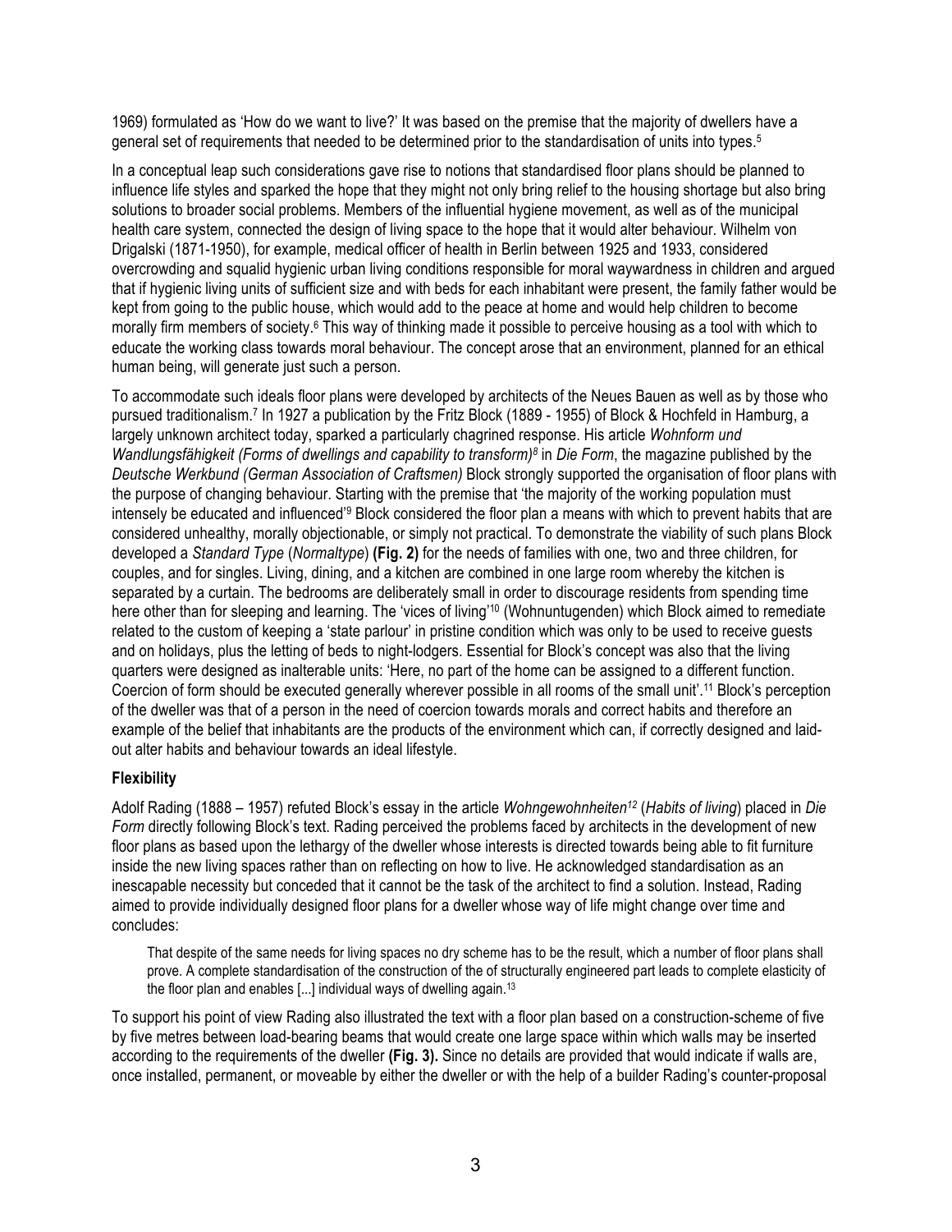1969) formulated as 'How do we want to live?' It was based on the premise that the majority of dwellers have a general set of requirements that needed to be determined prior to the standardisation of units into types.[5]

In a conceptual leap such considerations gave rise to notions that standardised floor plans should be planned to influence life styles and sparked the hope that they might not only bring relief to the housing shortage but also bring solutions to broader social problems. Members of the influential hygiene movement, as well as of the municipal health care system, connected the design of living space to the hope that it would alter behaviour. Wilhelm von Drigalski (1871-1950), for example, medical officer of health in Berlin between 1925 and 1933, considered overcrowding and squalid hygienic urban living conditions responsible for moral waywardness in children and argued that if hygienic living units of sufficient size and with beds for each inhabitant were present, the family father would be kept from going to the public house, which would add to the peace at home and would help children to become morally firm members of society.[6] This way of thinking made it possible to perceive housing as a tool with which to educate the working class towards moral behaviour. The concept arose that an environment, planned for an ethical human being, will generate just such a person.

To accommodate such ideals floor plans were developed by architects of the Neues Bauen as well as by those who pursued traditionalism.[7] In 1927 a publication by the Fritz Block (1889 - 1955) of Block & Hochfeld in Hamburg, a largely unknown architect today, sparked a particularly chagrined response. His article *Wohnform und Wandlungsfähigkeit (Forms of dwellings and capability to transform)*[8] in *Die Form*, the magazine published by the *Deutsche Werkbund (German Association of Craftsmen)* Block strongly supported the organisation of floor plans with the purpose of changing behaviour. Starting with the premise that 'the majority of the working population must intensely be educated and influenced'[9] Block considered the floor plan a means with which to prevent habits that are considered unhealthy, morally objectionable, or simply not practical. To demonstrate the viability of such plans Block developed a *Standard Type* (*Normaltype*) **(Fig. 2)** for the needs of families with one, two and three children, for couples, and for singles. Living, dining, and a kitchen are combined in one large room whereby the kitchen is separated by a curtain. The bedrooms are deliberately small in order to discourage residents from spending time here other than for sleeping and learning. The 'vices of living'[10] (Wohnuntugenden) which Block aimed to remediate related to the custom of keeping a 'state parlour' in pristine condition which was only to be used to receive guests and on holidays, plus the letting of beds to night-lodgers. Essential for Block's concept was also that the living quarters were designed as inalterable units: 'Here, no part of the home can be assigned to a different function. Coercion of form should be executed generally wherever possible in all rooms of the small unit'.[11] Block's perception of the dweller was that of a person in the need of coercion towards morals and correct habits and therefore an example of the belief that inhabitants are the products of the environment which can, if correctly designed and laid-out alter habits and behaviour towards an ideal lifestyle.

### Flexibility

Adolf Rading (1888 – 1957) refuted Block's essay in the article *Wohngewohnheiten*[12] (*Habits of living*) placed in *Die Form* directly following Block's text. Rading perceived the problems faced by architects in the development of new floor plans as based upon the lethargy of the dweller whose interests is directed towards being able to fit furniture inside the new living spaces rather than on reflecting on how to live. He acknowledged standardisation as an inescapable necessity but conceded that it cannot be the task of the architect to find a solution. Instead, Rading aimed to provide individually designed floor plans for a dweller whose way of life might change over time and concludes:

> That despite of the same needs for living spaces no dry scheme has to be the result, which a number of floor plans shall prove. A complete standardisation of the construction of the of structurally engineered part leads to complete elasticity of the floor plan and enables [...] individual ways of dwelling again.[13]

To support his point of view Rading also illustrated the text with a floor plan based on a construction-scheme of five by five metres between load-bearing beams that would create one large space within which walls may be inserted according to the requirements of the dweller **(Fig. 3).** Since no details are provided that would indicate if walls are, once installed, permanent, or moveable by either the dweller or with the help of a builder Rading's counter-proposal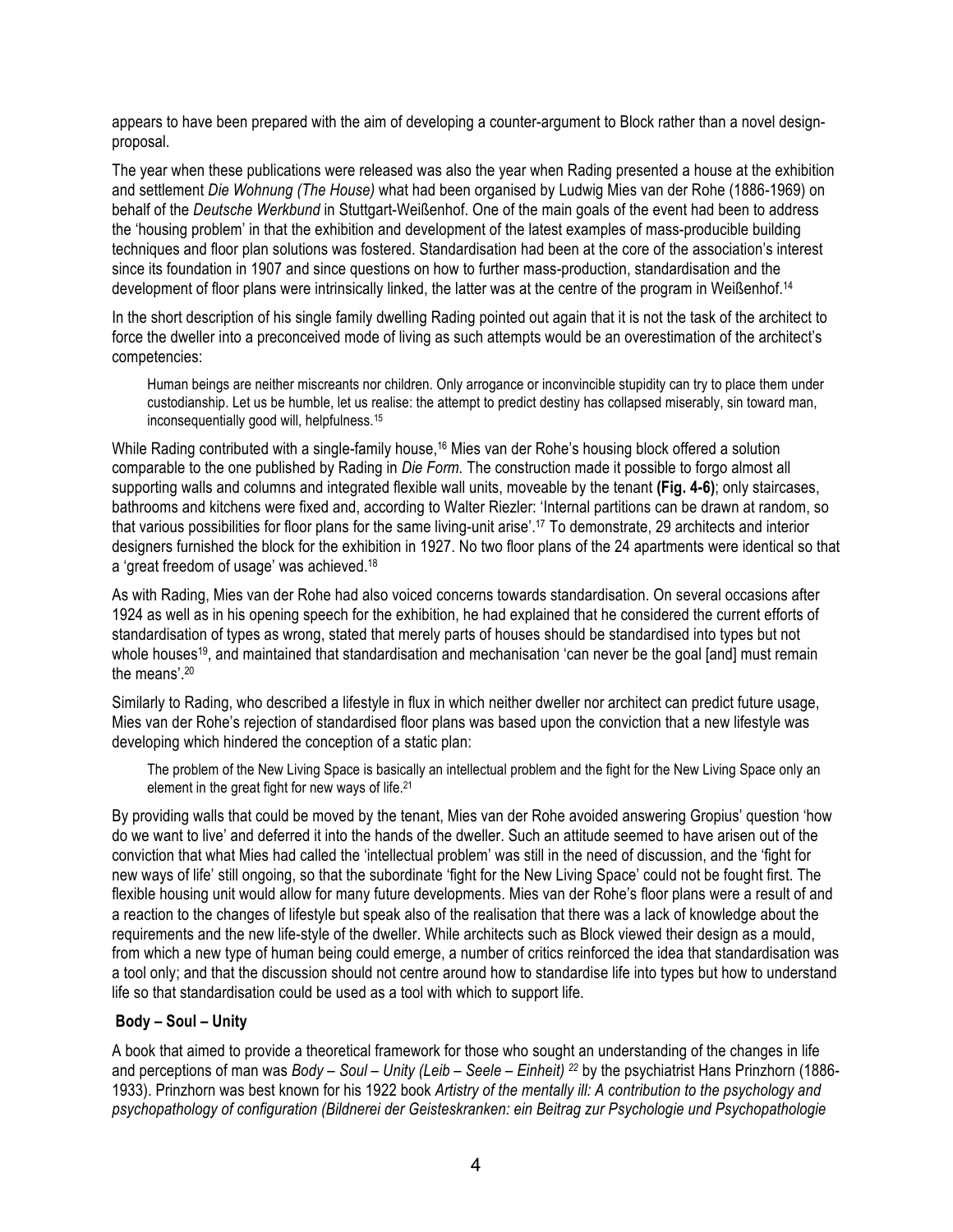appears to have been prepared with the aim of developing a counter-argument to Block rather than a novel design-proposal.

The year when these publications were released was also the year when Rading presented a house at the exhibition and settlement *Die Wohnung (The House)* what had been organised by Ludwig Mies van der Rohe (1886-1969) on behalf of the *Deutsche Werkbund* in Stuttgart-Weißenhof. One of the main goals of the event had been to address the 'housing problem' in that the exhibition and development of the latest examples of mass-producible building techniques and floor plan solutions was fostered. Standardisation had been at the core of the association's interest since its foundation in 1907 and since questions on how to further mass-production, standardisation and the development of floor plans were intrinsically linked, the latter was at the centre of the program in Weißenhof.[14]

In the short description of his single family dwelling Rading pointed out again that it is not the task of the architect to force the dweller into a preconceived mode of living as such attempts would be an overestimation of the architect's competencies:

> Human beings are neither miscreants nor children. Only arrogance or inconvincible stupidity can try to place them under custodianship. Let us be humble, let us realise: the attempt to predict destiny has collapsed miserably, sin toward man, inconsequentially good will, helpfulness.[15]

While Rading contributed with a single-family house,[16] Mies van der Rohe's housing block offered a solution comparable to the one published by Rading in *Die Form*. The construction made it possible to forgo almost all supporting walls and columns and integrated flexible wall units, moveable by the tenant **(Fig. 4-6)**; only staircases, bathrooms and kitchens were fixed and, according to Walter Riezler: 'Internal partitions can be drawn at random, so that various possibilities for floor plans for the same living-unit arise'.[17] To demonstrate, 29 architects and interior designers furnished the block for the exhibition in 1927. No two floor plans of the 24 apartments were identical so that a 'great freedom of usage' was achieved.[18]

As with Rading, Mies van der Rohe had also voiced concerns towards standardisation. On several occasions after 1924 as well as in his opening speech for the exhibition, he had explained that he considered the current efforts of standardisation of types as wrong, stated that merely parts of houses should be standardised into types but not whole houses[19], and maintained that standardisation and mechanisation 'can never be the goal [and] must remain the means'.[20]

Similarly to Rading, who described a lifestyle in flux in which neither dweller nor architect can predict future usage, Mies van der Rohe's rejection of standardised floor plans was based upon the conviction that a new lifestyle was developing which hindered the conception of a static plan:

> The problem of the New Living Space is basically an intellectual problem and the fight for the New Living Space only an element in the great fight for new ways of life.[21]

By providing walls that could be moved by the tenant, Mies van der Rohe avoided answering Gropius' question 'how do we want to live' and deferred it into the hands of the dweller. Such an attitude seemed to have arisen out of the conviction that what Mies had called the 'intellectual problem' was still in the need of discussion, and the 'fight for new ways of life' still ongoing, so that the subordinate 'fight for the New Living Space' could not be fought first. The flexible housing unit would allow for many future developments. Mies van der Rohe's floor plans were a result of and a reaction to the changes of lifestyle but speak also of the realisation that there was a lack of knowledge about the requirements and the new life-style of the dweller. While architects such as Block viewed their design as a mould, from which a new type of human being could emerge, a number of critics reinforced the idea that standardisation was a tool only; and that the discussion should not centre around how to standardise life into types but how to understand life so that standardisation could be used as a tool with which to support life.

## Body – Soul – Unity

A book that aimed to provide a theoretical framework for those who sought an understanding of the changes in life and perceptions of man was *Body – Soul – Unity (Leib – Seele – Einheit)* [22] by the psychiatrist Hans Prinzhorn (1886-1933). Prinzhorn was best known for his 1922 book *Artistry of the mentally ill: A contribution to the psychology and psychopathology of configuration (Bildnerei der Geisteskranken: ein Beitrag zur Psychologie und Psychopathologie*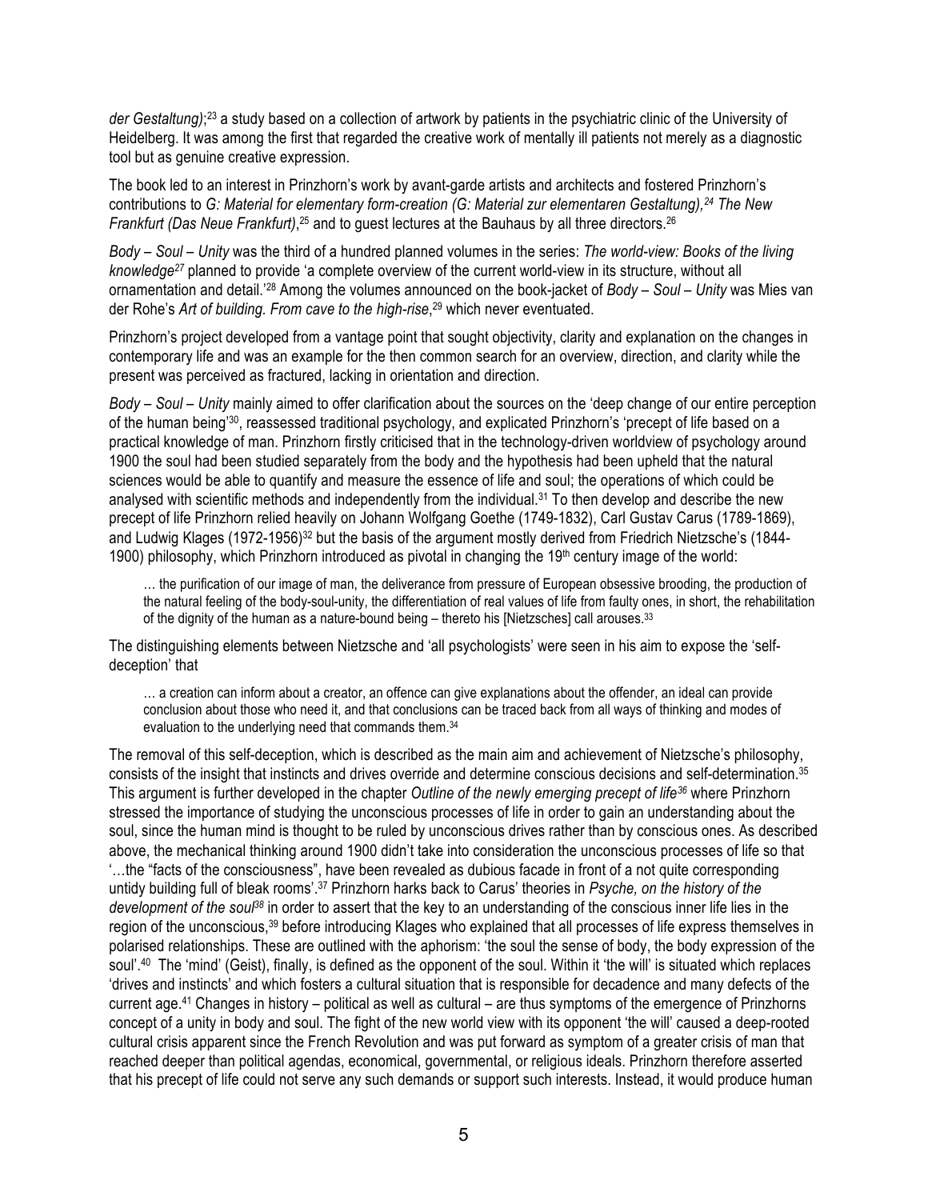*der Gestaltung)*;[23] a study based on a collection of artwork by patients in the psychiatric clinic of the University of Heidelberg. It was among the first that regarded the creative work of mentally ill patients not merely as a diagnostic tool but as genuine creative expression.

The book led to an interest in Prinzhorn's work by avant-garde artists and architects and fostered Prinzhorn's contributions to *G: Material for elementary form-creation (G: Material zur elementaren Gestaltung),[24] The New Frankfurt (Das Neue Frankfurt)*,[25] and to guest lectures at the Bauhaus by all three directors.[26]

*Body – Soul – Unity* was the third of a hundred planned volumes in the series: *The world-view: Books of the living knowledge[27]* planned to provide 'a complete overview of the current world-view in its structure, without all ornamentation and detail.'[28] Among the volumes announced on the book-jacket of *Body – Soul – Unity* was Mies van der Rohe's *Art of building. From cave to the high-rise*,[29] which never eventuated.

Prinzhorn's project developed from a vantage point that sought objectivity, clarity and explanation on the changes in contemporary life and was an example for the then common search for an overview, direction, and clarity while the present was perceived as fractured, lacking in orientation and direction.

*Body – Soul – Unity* mainly aimed to offer clarification about the sources on the 'deep change of our entire perception of the human being'[30], reassessed traditional psychology, and explicated Prinzhorn's 'precept of life based on a practical knowledge of man. Prinzhorn firstly criticised that in the technology-driven worldview of psychology around 1900 the soul had been studied separately from the body and the hypothesis had been upheld that the natural sciences would be able to quantify and measure the essence of life and soul; the operations of which could be analysed with scientific methods and independently from the individual.[31] To then develop and describe the new precept of life Prinzhorn relied heavily on Johann Wolfgang Goethe (1749-1832), Carl Gustav Carus (1789-1869), and Ludwig Klages (1972-1956)[32] but the basis of the argument mostly derived from Friedrich Nietzsche's (1844-1900) philosophy, which Prinzhorn introduced as pivotal in changing the 19th century image of the world:

> … the purification of our image of man, the deliverance from pressure of European obsessive brooding, the production of the natural feeling of the body-soul-unity, the differentiation of real values of life from faulty ones, in short, the rehabilitation of the dignity of the human as a nature-bound being – thereto his [Nietzsches] call arouses.[33]

The distinguishing elements between Nietzsche and 'all psychologists' were seen in his aim to expose the 'self-deception' that

> … a creation can inform about a creator, an offence can give explanations about the offender, an ideal can provide conclusion about those who need it, and that conclusions can be traced back from all ways of thinking and modes of evaluation to the underlying need that commands them.[34]

The removal of this self-deception, which is described as the main aim and achievement of Nietzsche's philosophy, consists of the insight that instincts and drives override and determine conscious decisions and self-determination.[35] This argument is further developed in the chapter *Outline of the newly emerging precept of life[36]* where Prinzhorn stressed the importance of studying the unconscious processes of life in order to gain an understanding about the soul, since the human mind is thought to be ruled by unconscious drives rather than by conscious ones. As described above, the mechanical thinking around 1900 didn't take into consideration the unconscious processes of life so that '…the "facts of the consciousness", have been revealed as dubious facade in front of a not quite corresponding untidy building full of bleak rooms'.[37] Prinzhorn harks back to Carus' theories in *Psyche, on the history of the development of the soul[38]* in order to assert that the key to an understanding of the conscious inner life lies in the region of the unconscious,[39] before introducing Klages who explained that all processes of life express themselves in polarised relationships. These are outlined with the aphorism: 'the soul the sense of body, the body expression of the soul'.[40] The 'mind' (Geist), finally, is defined as the opponent of the soul. Within it 'the will' is situated which replaces 'drives and instincts' and which fosters a cultural situation that is responsible for decadence and many defects of the current age.[41] Changes in history – political as well as cultural – are thus symptoms of the emergence of Prinzhorns concept of a unity in body and soul. The fight of the new world view with its opponent 'the will' caused a deep-rooted cultural crisis apparent since the French Revolution and was put forward as symptom of a greater crisis of man that reached deeper than political agendas, economical, governmental, or religious ideals. Prinzhorn therefore asserted that his precept of life could not serve any such demands or support such interests. Instead, it would produce human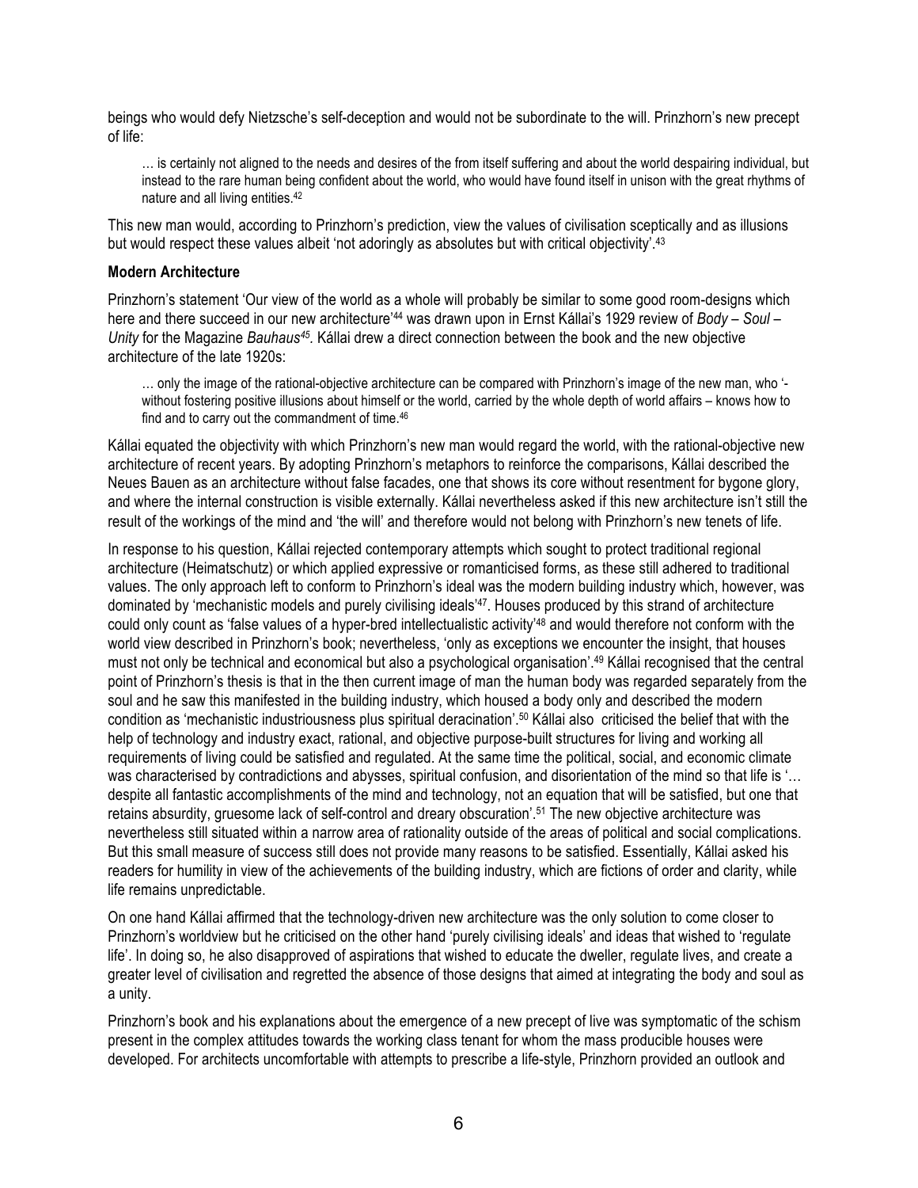beings who would defy Nietzsche's self-deception and would not be subordinate to the will. Prinzhorn's new precept of life:

> … is certainly not aligned to the needs and desires of the from itself suffering and about the world despairing individual, but instead to the rare human being confident about the world, who would have found itself in unison with the great rhythms of nature and all living entities.[42]

This new man would, according to Prinzhorn's prediction, view the values of civilisation sceptically and as illusions but would respect these values albeit 'not adoringly as absolutes but with critical objectivity'.[43]

**Modern Architecture**

Prinzhorn's statement 'Our view of the world as a whole will probably be similar to some good room-designs which here and there succeed in our new architecture'[44] was drawn upon in Ernst Kállai's 1929 review of *Body – Soul – Unity* for the Magazine *Bauhaus*[45]*.* Kállai drew a direct connection between the book and the new objective architecture of the late 1920s:

> … only the image of the rational-objective architecture can be compared with Prinzhorn's image of the new man, who '-without fostering positive illusions about himself or the world, carried by the whole depth of world affairs – knows how to find and to carry out the commandment of time.[46]

Kállai equated the objectivity with which Prinzhorn's new man would regard the world, with the rational-objective new architecture of recent years. By adopting Prinzhorn's metaphors to reinforce the comparisons, Kállai described the Neues Bauen as an architecture without false facades, one that shows its core without resentment for bygone glory, and where the internal construction is visible externally. Kállai nevertheless asked if this new architecture isn't still the result of the workings of the mind and 'the will' and therefore would not belong with Prinzhorn's new tenets of life.

In response to his question, Kállai rejected contemporary attempts which sought to protect traditional regional architecture (Heimatschutz) or which applied expressive or romanticised forms, as these still adhered to traditional values. The only approach left to conform to Prinzhorn's ideal was the modern building industry which, however, was dominated by 'mechanistic models and purely civilising ideals'[47]. Houses produced by this strand of architecture could only count as 'false values of a hyper-bred intellectualistic activity'[48] and would therefore not conform with the world view described in Prinzhorn's book; nevertheless, 'only as exceptions we encounter the insight, that houses must not only be technical and economical but also a psychological organisation'.[49] Kállai recognised that the central point of Prinzhorn's thesis is that in the then current image of man the human body was regarded separately from the soul and he saw this manifested in the building industry, which housed a body only and described the modern condition as 'mechanistic industriousness plus spiritual deracination'.[50] Kállai also criticised the belief that with the help of technology and industry exact, rational, and objective purpose-built structures for living and working all requirements of living could be satisfied and regulated. At the same time the political, social, and economic climate was characterised by contradictions and abysses, spiritual confusion, and disorientation of the mind so that life is '… despite all fantastic accomplishments of the mind and technology, not an equation that will be satisfied, but one that retains absurdity, gruesome lack of self-control and dreary obscuration'.[51] The new objective architecture was nevertheless still situated within a narrow area of rationality outside of the areas of political and social complications. But this small measure of success still does not provide many reasons to be satisfied. Essentially, Kállai asked his readers for humility in view of the achievements of the building industry, which are fictions of order and clarity, while life remains unpredictable.

On one hand Kállai affirmed that the technology-driven new architecture was the only solution to come closer to Prinzhorn's worldview but he criticised on the other hand 'purely civilising ideals' and ideas that wished to 'regulate life'. In doing so, he also disapproved of aspirations that wished to educate the dweller, regulate lives, and create a greater level of civilisation and regretted the absence of those designs that aimed at integrating the body and soul as a unity.

Prinzhorn's book and his explanations about the emergence of a new precept of live was symptomatic of the schism present in the complex attitudes towards the working class tenant for whom the mass producible houses were developed. For architects uncomfortable with attempts to prescribe a life-style, Prinzhorn provided an outlook and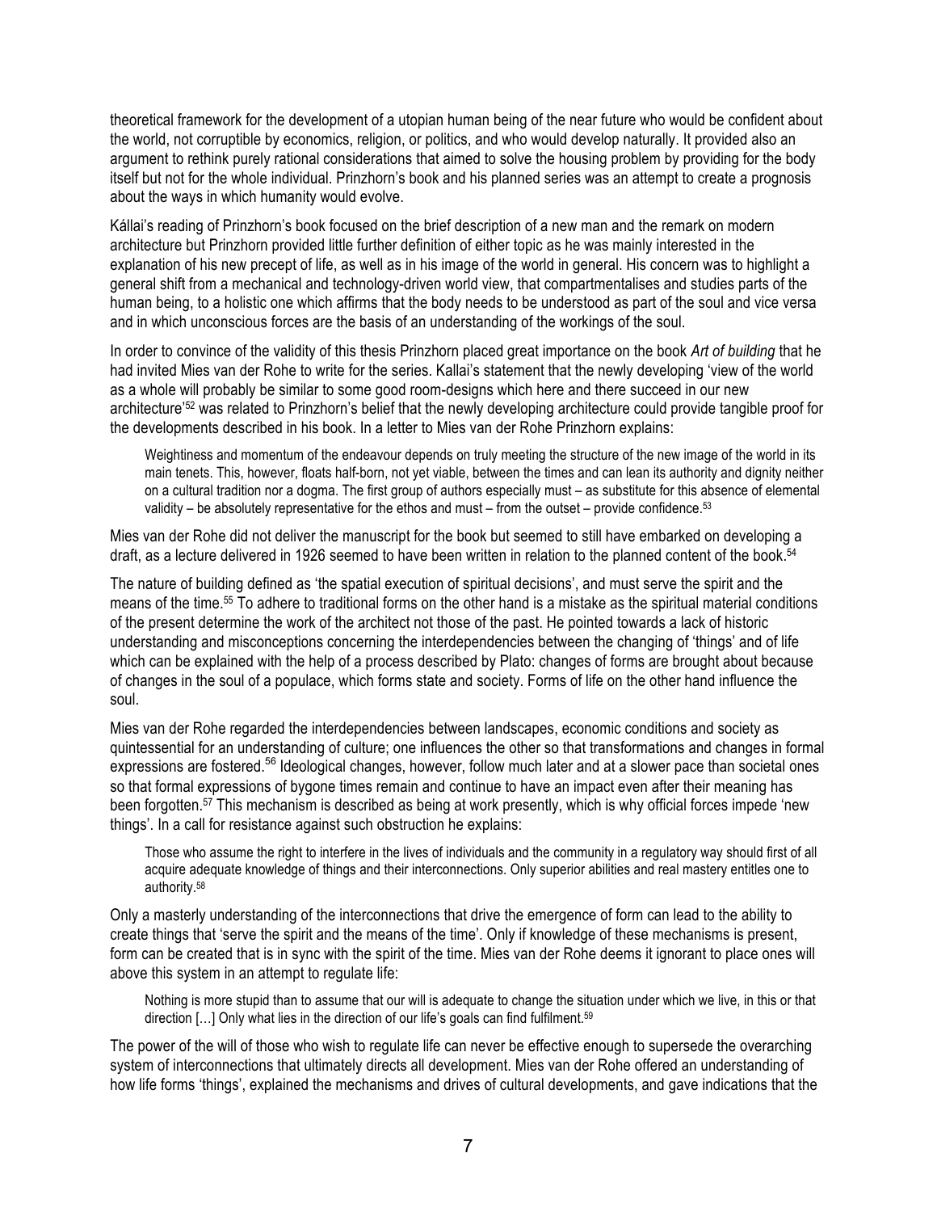theoretical framework for the development of a utopian human being of the near future who would be confident about the world, not corruptible by economics, religion, or politics, and who would develop naturally. It provided also an argument to rethink purely rational considerations that aimed to solve the housing problem by providing for the body itself but not for the whole individual. Prinzhorn's book and his planned series was an attempt to create a prognosis about the ways in which humanity would evolve.

Kállai's reading of Prinzhorn's book focused on the brief description of a new man and the remark on modern architecture but Prinzhorn provided little further definition of either topic as he was mainly interested in the explanation of his new precept of life, as well as in his image of the world in general. His concern was to highlight a general shift from a mechanical and technology-driven world view, that compartmentalises and studies parts of the human being, to a holistic one which affirms that the body needs to be understood as part of the soul and vice versa and in which unconscious forces are the basis of an understanding of the workings of the soul.

In order to convince of the validity of this thesis Prinzhorn placed great importance on the book *Art of building* that he had invited Mies van der Rohe to write for the series. Kallai's statement that the newly developing 'view of the world as a whole will probably be similar to some good room-designs which here and there succeed in our new architecture'[52] was related to Prinzhorn's belief that the newly developing architecture could provide tangible proof for the developments described in his book. In a letter to Mies van der Rohe Prinzhorn explains:

> Weightiness and momentum of the endeavour depends on truly meeting the structure of the new image of the world in its main tenets. This, however, floats half-born, not yet viable, between the times and can lean its authority and dignity neither on a cultural tradition nor a dogma. The first group of authors especially must – as substitute for this absence of elemental validity – be absolutely representative for the ethos and must – from the outset – provide confidence.[53]

Mies van der Rohe did not deliver the manuscript for the book but seemed to still have embarked on developing a draft, as a lecture delivered in 1926 seemed to have been written in relation to the planned content of the book.[54]

The nature of building defined as 'the spatial execution of spiritual decisions', and must serve the spirit and the means of the time.[55] To adhere to traditional forms on the other hand is a mistake as the spiritual material conditions of the present determine the work of the architect not those of the past. He pointed towards a lack of historic understanding and misconceptions concerning the interdependencies between the changing of 'things' and of life which can be explained with the help of a process described by Plato: changes of forms are brought about because of changes in the soul of a populace, which forms state and society. Forms of life on the other hand influence the soul.

Mies van der Rohe regarded the interdependencies between landscapes, economic conditions and society as quintessential for an understanding of culture; one influences the other so that transformations and changes in formal expressions are fostered.[56] Ideological changes, however, follow much later and at a slower pace than societal ones so that formal expressions of bygone times remain and continue to have an impact even after their meaning has been forgotten.[57] This mechanism is described as being at work presently, which is why official forces impede 'new things'. In a call for resistance against such obstruction he explains:

> Those who assume the right to interfere in the lives of individuals and the community in a regulatory way should first of all acquire adequate knowledge of things and their interconnections. Only superior abilities and real mastery entitles one to authority.[58]

Only a masterly understanding of the interconnections that drive the emergence of form can lead to the ability to create things that 'serve the spirit and the means of the time'. Only if knowledge of these mechanisms is present, form can be created that is in sync with the spirit of the time. Mies van der Rohe deems it ignorant to place ones will above this system in an attempt to regulate life:

> Nothing is more stupid than to assume that our will is adequate to change the situation under which we live, in this or that direction […] Only what lies in the direction of our life's goals can find fulfilment.[59]

The power of the will of those who wish to regulate life can never be effective enough to supersede the overarching system of interconnections that ultimately directs all development. Mies van der Rohe offered an understanding of how life forms 'things', explained the mechanisms and drives of cultural developments, and gave indications that the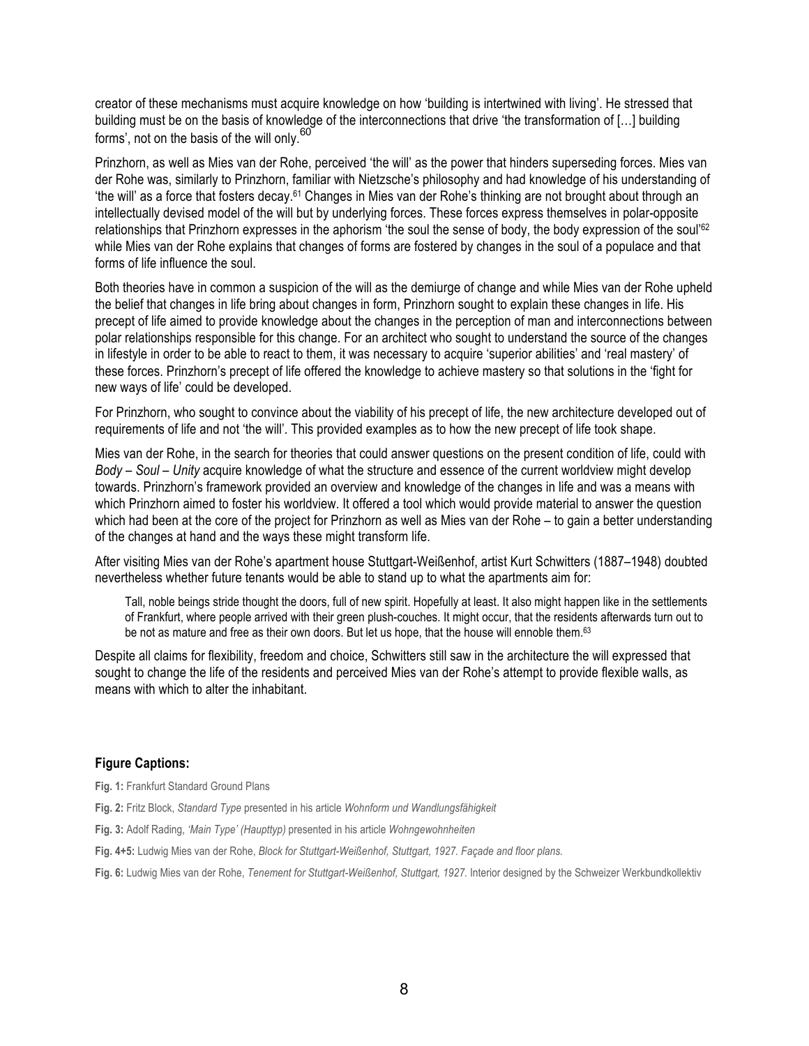creator of these mechanisms must acquire knowledge on how 'building is intertwined with living'. He stressed that building must be on the basis of knowledge of the interconnections that drive 'the transformation of […] building forms', not on the basis of the will only.[60]

Prinzhorn, as well as Mies van der Rohe, perceived 'the will' as the power that hinders superseding forces. Mies van der Rohe was, similarly to Prinzhorn, familiar with Nietzsche's philosophy and had knowledge of his understanding of 'the will' as a force that fosters decay.[61] Changes in Mies van der Rohe's thinking are not brought about through an intellectually devised model of the will but by underlying forces. These forces express themselves in polar-opposite relationships that Prinzhorn expresses in the aphorism 'the soul the sense of body, the body expression of the soul'[62] while Mies van der Rohe explains that changes of forms are fostered by changes in the soul of a populace and that forms of life influence the soul.

Both theories have in common a suspicion of the will as the demiurge of change and while Mies van der Rohe upheld the belief that changes in life bring about changes in form, Prinzhorn sought to explain these changes in life. His precept of life aimed to provide knowledge about the changes in the perception of man and interconnections between polar relationships responsible for this change. For an architect who sought to understand the source of the changes in lifestyle in order to be able to react to them, it was necessary to acquire 'superior abilities' and 'real mastery' of these forces. Prinzhorn's precept of life offered the knowledge to achieve mastery so that solutions in the 'fight for new ways of life' could be developed.

For Prinzhorn, who sought to convince about the viability of his precept of life, the new architecture developed out of requirements of life and not 'the will'. This provided examples as to how the new precept of life took shape.

Mies van der Rohe, in the search for theories that could answer questions on the present condition of life, could with *Body – Soul – Unity* acquire knowledge of what the structure and essence of the current worldview might develop towards. Prinzhorn's framework provided an overview and knowledge of the changes in life and was a means with which Prinzhorn aimed to foster his worldview. It offered a tool which would provide material to answer the question which had been at the core of the project for Prinzhorn as well as Mies van der Rohe – to gain a better understanding of the changes at hand and the ways these might transform life.

After visiting Mies van der Rohe's apartment house Stuttgart-Weißenhof, artist Kurt Schwitters (1887–1948) doubted nevertheless whether future tenants would be able to stand up to what the apartments aim for:

> Tall, noble beings stride thought the doors, full of new spirit. Hopefully at least. It also might happen like in the settlements of Frankfurt, where people arrived with their green plush-couches. It might occur, that the residents afterwards turn out to be not as mature and free as their own doors. But let us hope, that the house will ennoble them.[63]

Despite all claims for flexibility, freedom and choice, Schwitters still saw in the architecture the will expressed that sought to change the life of the residents and perceived Mies van der Rohe's attempt to provide flexible walls, as means with which to alter the inhabitant.

#### Figure Captions:

**Fig. 1:** Frankfurt Standard Ground Plans

**Fig. 2:** Fritz Block, *Standard Type* presented in his article *Wohnform und Wandlungsfähigkeit*

**Fig. 3:** Adolf Rading, *'Main Type' (Haupttyp)* presented in his article *Wohngewohnheiten*

**Fig. 4+5:** Ludwig Mies van der Rohe, *Block for Stuttgart-Weißenhof, Stuttgart, 1927. Façade and floor plans.*

**Fig. 6:** Ludwig Mies van der Rohe, *Tenement for Stuttgart-Weißenhof, Stuttgart, 1927.* Interior designed by the Schweizer Werkbundkollektiv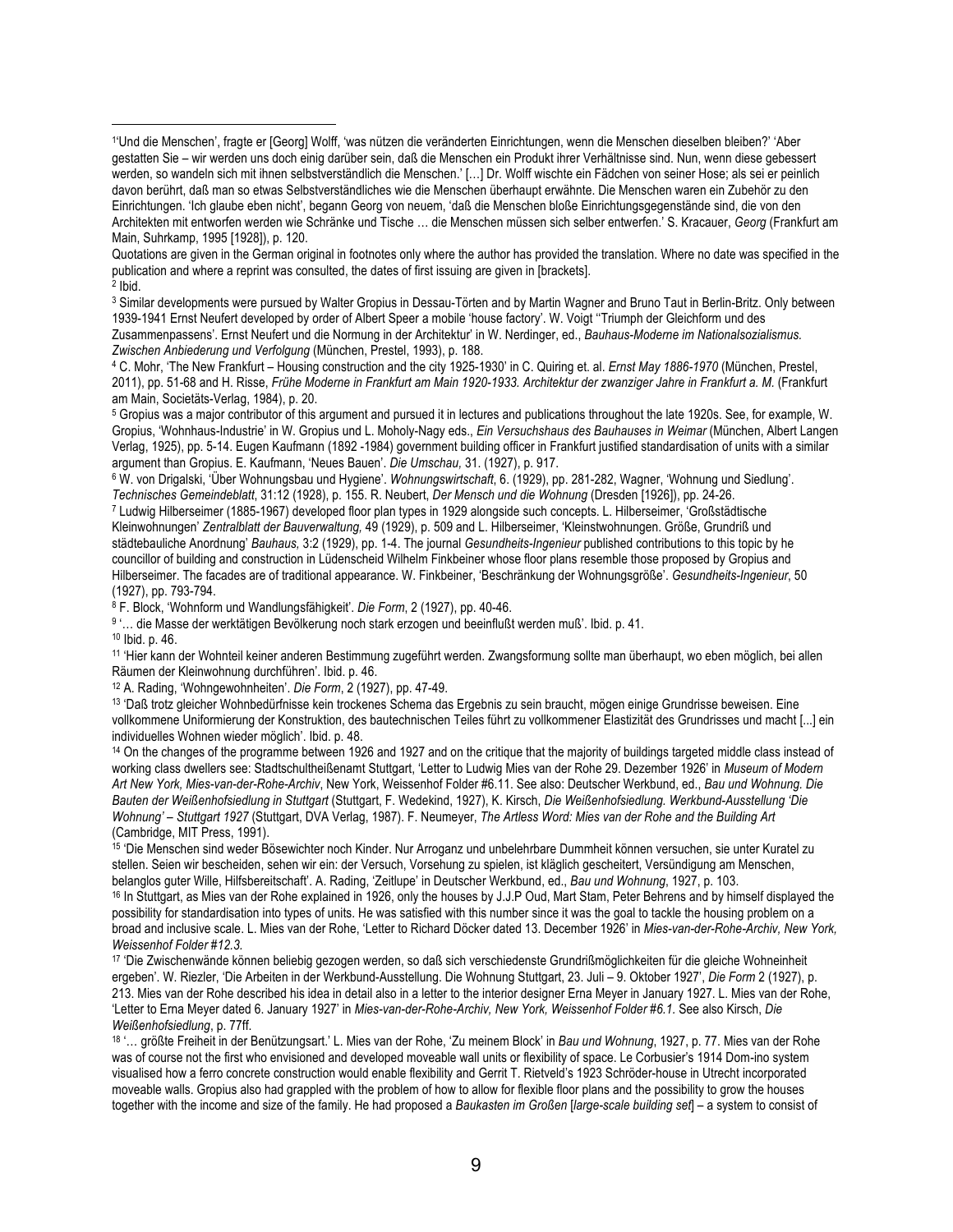[1]'Und die Menschen', fragte er [Georg] Wolff, 'was nützen die veränderten Einrichtungen, wenn die Menschen dieselben bleiben?' 'Aber gestatten Sie – wir werden uns doch einig darüber sein, daß die Menschen ein Produkt ihrer Verhältnisse sind. Nun, wenn diese gebessert werden, so wandeln sich mit ihnen selbstverständlich die Menschen.' […] Dr. Wolff wischte ein Fädchen von seiner Hose; als sei er peinlich davon berührt, daß man so etwas Selbstverständliches wie die Menschen überhaupt erwähnte. Die Menschen waren ein Zubehör zu den Einrichtungen. 'Ich glaube eben nicht', begann Georg von neuem, 'daß die Menschen bloße Einrichtungsgegenstände sind, die von den Architekten mit entworfen werden wie Schränke und Tische … die Menschen müssen sich selber entwerfen.' S. Kracauer, *Georg* (Frankfurt am Main, Suhrkamp, 1995 [1928]), p. 120.

Quotations are given in the German original in footnotes only where the author has provided the translation. Where no date was specified in the publication and where a reprint was consulted, the dates of first issuing are given in [brackets].

[2] Ibid.

[3] Similar developments were pursued by Walter Gropius in Dessau-Törten and by Martin Wagner and Bruno Taut in Berlin-Britz. Only between 1939-1941 Ernst Neufert developed by order of Albert Speer a mobile 'house factory'. W. Voigt ''Triumph der Gleichform und des Zusammenpassens'. Ernst Neufert und die Normung in der Architektur' in W. Nerdinger, ed., *Bauhaus-Moderne im Nationalsozialismus. Zwischen Anbiederung und Verfolgung* (München, Prestel, 1993), p. 188.

[4] C. Mohr, 'The New Frankfurt – Housing construction and the city 1925-1930' in C. Quiring et. al. *Ernst May 1886-1970* (München, Prestel, 2011), pp. 51-68 and H. Risse, *Frühe Moderne in Frankfurt am Main 1920-1933. Architektur der zwanziger Jahre in Frankfurt a. M.* (Frankfurt am Main, Societäts-Verlag, 1984), p. 20.

[5] Gropius was a major contributor of this argument and pursued it in lectures and publications throughout the late 1920s. See, for example, W. Gropius, 'Wohnhaus-Industrie' in W. Gropius und L. Moholy-Nagy eds., *Ein Versuchshaus des Bauhauses in Weimar* (München, Albert Langen Verlag, 1925), pp. 5-14. Eugen Kaufmann (1892 -1984) government building officer in Frankfurt justified standardisation of units with a similar argument than Gropius. E. Kaufmann, 'Neues Bauen'. *Die Umschau,* 31. (1927), p. 917.

[6] W. von Drigalski, 'Über Wohnungsbau und Hygiene'. *Wohnungswirtschaft*, 6. (1929), pp. 281-282, Wagner, 'Wohnung und Siedlung'. *Technisches Gemeindeblatt*, 31:12 (1928), p. 155. R. Neubert, *Der Mensch und die Wohnung* (Dresden [1926]), pp. 24-26.

[7] Ludwig Hilberseimer (1885-1967) developed floor plan types in 1929 alongside such concepts. L. Hilberseimer, 'Großstädtische Kleinwohnungen' *Zentralblatt der Bauverwaltung,* 49 (1929), p. 509 and L. Hilberseimer, 'Kleinstwohnungen. Größe, Grundriß und städtebauliche Anordnung' *Bauhaus,* 3:2 (1929), pp. 1-4. The journal *Gesundheits-Ingenieur* published contributions to this topic by he councillor of building and construction in Lüdenscheid Wilhelm Finkbeiner whose floor plans resemble those proposed by Gropius and Hilberseimer. The facades are of traditional appearance. W. Finkbeiner, 'Beschränkung der Wohnungsgröße'. *Gesundheits-Ingenieur*, 50 (1927), pp. 793-794.

[8] F. Block, 'Wohnform und Wandlungsfähigkeit'. *Die Form*, 2 (1927), pp. 40-46.

[9] '… die Masse der werktätigen Bevölkerung noch stark erzogen und beeinflußt werden muß'. Ibid. p. 41.

[10] Ibid. p. 46.

[11] 'Hier kann der Wohnteil keiner anderen Bestimmung zugeführt werden. Zwangsformung sollte man überhaupt, wo eben möglich, bei allen Räumen der Kleinwohnung durchführen'. Ibid. p. 46.

[12] A. Rading, 'Wohngewohnheiten'. *Die Form*, 2 (1927), pp. 47-49.

[13] 'Daß trotz gleicher Wohnbedürfnisse kein trockenes Schema das Ergebnis zu sein braucht, mögen einige Grundrisse beweisen. Eine vollkommene Uniformierung der Konstruktion, des bautechnischen Teiles führt zu vollkommener Elastizität des Grundrisses und macht [...] ein individuelles Wohnen wieder möglich'. Ibid. p. 48.

[14] On the changes of the programme between 1926 and 1927 and on the critique that the majority of buildings targeted middle class instead of working class dwellers see: Stadtschultheißenamt Stuttgart, 'Letter to Ludwig Mies van der Rohe 29. Dezember 1926' in *Museum of Modern Art New York, Mies-van-der-Rohe-Archiv*, New York, Weissenhof Folder #6.11. See also: Deutscher Werkbund, ed., *Bau und Wohnung. Die Bauten der Weißenhofsiedlung in Stuttgart* (Stuttgart, F. Wedekind, 1927), K. Kirsch, *Die Weißenhofsiedlung. Werkbund-Ausstellung 'Die Wohnung' – Stuttgart 1927* (Stuttgart, DVA Verlag, 1987). F. Neumeyer, *The Artless Word: Mies van der Rohe and the Building Art* (Cambridge, MIT Press, 1991).

[15] 'Die Menschen sind weder Bösewichter noch Kinder. Nur Arroganz und unbelehrbare Dummheit können versuchen, sie unter Kuratel zu stellen. Seien wir bescheiden, sehen wir ein: der Versuch, Vorsehung zu spielen, ist kläglich gescheitert, Versündigung am Menschen, belanglos guter Wille, Hilfsbereitschaft'. A. Rading, 'Zeitlupe' in Deutscher Werkbund, ed., *Bau und Wohnung*, 1927, p. 103.

[16] In Stuttgart, as Mies van der Rohe explained in 1926, only the houses by J.J.P Oud, Mart Stam, Peter Behrens and by himself displayed the possibility for standardisation into types of units. He was satisfied with this number since it was the goal to tackle the housing problem on a broad and inclusive scale. L. Mies van der Rohe, 'Letter to Richard Döcker dated 13. December 1926' in *Mies-van-der-Rohe-Archiv, New York, Weissenhof Folder #12.3.*

[17] 'Die Zwischenwände können beliebig gezogen werden, so daß sich verschiedenste Grundrißmöglichkeiten für die gleiche Wohneinheit ergeben'. W. Riezler, 'Die Arbeiten in der Werkbund-Ausstellung. Die Wohnung Stuttgart, 23. Juli – 9. Oktober 1927', *Die Form* 2 (1927), p. 213. Mies van der Rohe described his idea in detail also in a letter to the interior designer Erna Meyer in January 1927. L. Mies van der Rohe, 'Letter to Erna Meyer dated 6. January 1927' in *Mies-van-der-Rohe-Archiv, New York, Weissenhof Folder #6.1.* See also Kirsch, *Die Weißenhofsiedlung*, p. 77ff.

[18] '… größte Freiheit in der Benützungsart.' L. Mies van der Rohe, 'Zu meinem Block' in *Bau und Wohnung*, 1927, p. 77. Mies van der Rohe was of course not the first who envisioned and developed moveable wall units or flexibility of space. Le Corbusier's 1914 Dom-ino system visualised how a ferro concrete construction would enable flexibility and Gerrit T. Rietveld's 1923 Schröder-house in Utrecht incorporated moveable walls. Gropius also had grappled with the problem of how to allow for flexible floor plans and the possibility to grow the houses together with the income and size of the family. He had proposed a *Baukasten im Großen* [*large-scale building set*] – a system to consist of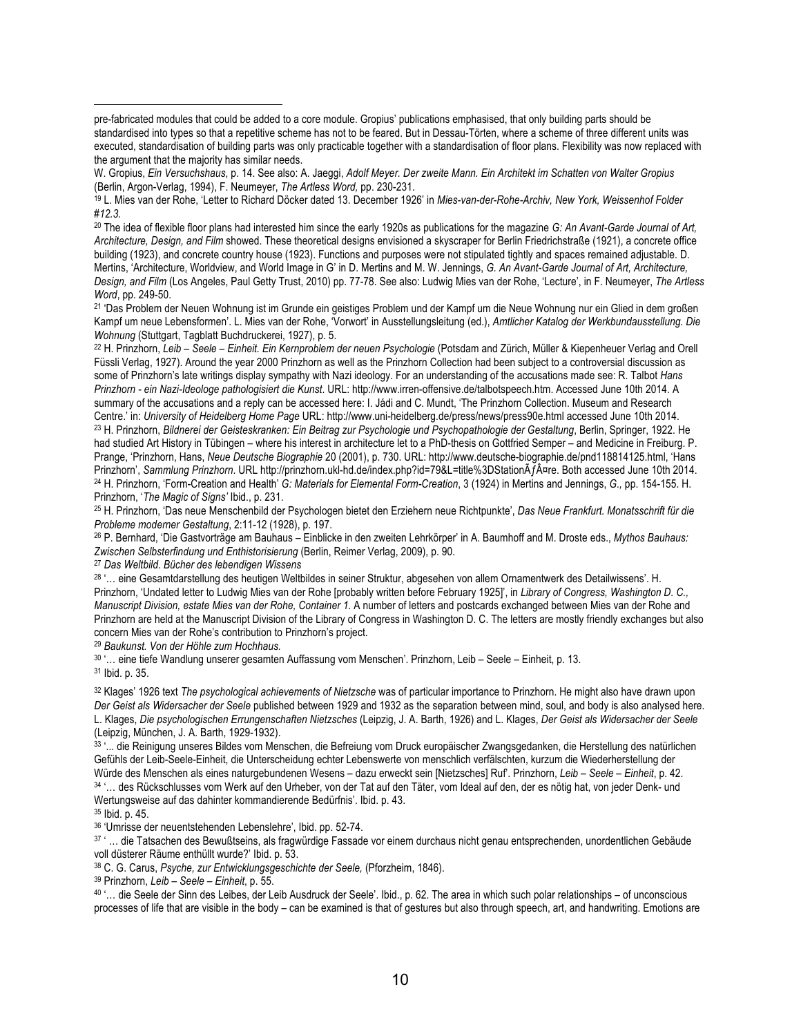pre-fabricated modules that could be added to a core module. Gropius' publications emphasised, that only building parts should be standardised into types so that a repetitive scheme has not to be feared. But in Dessau-Törten, where a scheme of three different units was executed, standardisation of building parts was only practicable together with a standardisation of floor plans. Flexibility was now replaced with the argument that the majority has similar needs.

W. Gropius, *Ein Versuchshaus*, p. 14. See also: A. Jaeggi, *Adolf Meyer. Der zweite Mann. Ein Architekt im Schatten von Walter Gropius* (Berlin, Argon-Verlag, 1994), F. Neumeyer, *The Artless Word,* pp. 230-231.

[19] L. Mies van der Rohe, 'Letter to Richard Döcker dated 13. December 1926' in *Mies-van-der-Rohe-Archiv, New York, Weissenhof Folder #12.3.*

[20] The idea of flexible floor plans had interested him since the early 1920s as publications for the magazine *G: An Avant-Garde Journal of Art, Architecture, Design, and Film* showed. These theoretical designs envisioned a skyscraper for Berlin Friedrichstraße (1921), a concrete office building (1923), and concrete country house (1923). Functions and purposes were not stipulated tightly and spaces remained adjustable. D. Mertins, 'Architecture, Worldview, and World Image in G' in D. Mertins and M. W. Jennings, *G. An Avant-Garde Journal of Art, Architecture, Design, and Film* (Los Angeles, Paul Getty Trust, 2010) pp. 77-78. See also: Ludwig Mies van der Rohe, 'Lecture', in F. Neumeyer, *The Artless Word*, pp. 249-50.

[21] 'Das Problem der Neuen Wohnung ist im Grunde ein geistiges Problem und der Kampf um die Neue Wohnung nur ein Glied in dem großen Kampf um neue Lebensformen'. L. Mies van der Rohe, 'Vorwort' in Ausstellungsleitung (ed.), *Amtlicher Katalog der Werkbundausstellung. Die Wohnung* (Stuttgart, Tagblatt Buchdruckerei, 1927), p. 5.

[22] H. Prinzhorn, *Leib – Seele – Einheit. Ein Kernproblem der neuen Psychologie* (Potsdam and Zürich, Müller & Kiepenheuer Verlag and Orell Füssli Verlag, 1927). Around the year 2000 Prinzhorn as well as the Prinzhorn Collection had been subject to a controversial discussion as some of Prinzhorn's late writings display sympathy with Nazi ideology. For an understanding of the accusations made see: R. Talbot *Hans Prinzhorn - ein Nazi-Ideologe pathologisiert die Kunst*. URL: http://www.irren-offensive.de/talbotspeech.htm. Accessed June 10th 2014. A summary of the accusations and a reply can be accessed here: I. Jádi and C. Mundt, 'The Prinzhorn Collection. Museum and Research Centre.' in: *University of Heidelberg Home Page* URL: http://www.uni-heidelberg.de/press/news/press90e.html accessed June 10th 2014.

[23] H. Prinzhorn, *Bildnerei der Geisteskranken: Ein Beitrag zur Psychologie und Psychopathologie der Gestaltung*, Berlin, Springer, 1922. He had studied Art History in Tübingen – where his interest in architecture let to a PhD-thesis on Gottfried Semper – and Medicine in Freiburg. P. Prange, 'Prinzhorn, Hans, *Neue Deutsche Biographie* 20 (2001), p. 730. URL: http://www.deutsche-biographie.de/pnd118814125.html, 'Hans Prinzhorn', *Sammlung Prinzhorn*. URL http://prinzhorn.ukl-hd.de/index.php?id=79&L=title%3DStationÃƒÂ¤re. Both accessed June 10th 2014.

[24] H. Prinzhorn, 'Form-Creation and Health' *G: Materials for Elemental Form-Creation*, 3 (1924) in Mertins and Jennings, *G.,* pp. 154-155. H. Prinzhorn, '*The Magic of Signs'* Ibid., p. 231.

[25] H. Prinzhorn, 'Das neue Menschenbild der Psychologen bietet den Erziehern neue Richtpunkte', *Das Neue Frankfurt. Monatsschrift für die Probleme moderner Gestaltung*, 2:11-12 (1928), p. 197.

[26] P. Bernhard, 'Die Gastvorträge am Bauhaus – Einblicke in den zweiten Lehrkörper' in A. Baumhoff and M. Droste eds., *Mythos Bauhaus: Zwischen Selbsterfindung und Enthistorisierung* (Berlin, Reimer Verlag, 2009), p. 90.

[27] *Das Weltbild. Bücher des lebendigen Wissens*

[28] '… eine Gesamtdarstellung des heutigen Weltbildes in seiner Struktur, abgesehen von allem Ornamentwerk des Detailwissens'. H. Prinzhorn, 'Undated letter to Ludwig Mies van der Rohe [probably written before February 1925]', in *Library of Congress, Washington D. C., Manuscript Division, estate Mies van der Rohe, Container 1.* A number of letters and postcards exchanged between Mies van der Rohe and Prinzhorn are held at the Manuscript Division of the Library of Congress in Washington D. C. The letters are mostly friendly exchanges but also concern Mies van der Rohe's contribution to Prinzhorn's project.

[29] *Baukunst. Von der Höhle zum Hochhaus.*

[30] '… eine tiefe Wandlung unserer gesamten Auffassung vom Menschen'. Prinzhorn, Leib – Seele – Einheit, p. 13.

[31] Ibid. p. 35.

[32] Klages' 1926 text *The psychological achievements of Nietzsche* was of particular importance to Prinzhorn. He might also have drawn upon *Der Geist als Widersacher der Seele* published between 1929 and 1932 as the separation between mind, soul, and body is also analysed here. L. Klages, *Die psychologischen Errungenschaften Nietzsches* (Leipzig, J. A. Barth, 1926) and L. Klages, *Der Geist als Widersacher der Seele* (Leipzig, München, J. A. Barth, 1929-1932).

[33] '... die Reinigung unseres Bildes vom Menschen, die Befreiung vom Druck europäischer Zwangsgedanken, die Herstellung des natürlichen Gefühls der Leib-Seele-Einheit, die Unterscheidung echter Lebenswerte von menschlich verfälschten, kurzum die Wiederherstellung der Würde des Menschen als eines naturgebundenen Wesens – dazu erweckt sein [Nietzsches] Ruf'. Prinzhorn, *Leib – Seele – Einheit*, p. 42.

[34] '… des Rückschlusses vom Werk auf den Urheber, von der Tat auf den Täter, vom Ideal auf den, der es nötig hat, von jeder Denk- und Wertungsweise auf das dahinter kommandierende Bedürfnis'. Ibid. p. 43.

[35] Ibid. p. 45.

[36] 'Umrisse der neuentstehenden Lebenslehre', Ibid. pp. 52-74.

[37] ' … die Tatsachen des Bewußtseins, als fragwürdige Fassade vor einem durchaus nicht genau entsprechenden, unordentlichen Gebäude voll düsterer Räume enthüllt wurde?' Ibid. p. 53.

[38] C. G. Carus, *Psyche, zur Entwicklungsgeschichte der Seele,* (Pforzheim, 1846).

[39] Prinzhorn, *Leib – Seele – Einheit*, p. 55.

[40] '… die Seele der Sinn des Leibes, der Leib Ausdruck der Seele'. Ibid., p. 62. The area in which such polar relationships – of unconscious processes of life that are visible in the body – can be examined is that of gestures but also through speech, art, and handwriting. Emotions are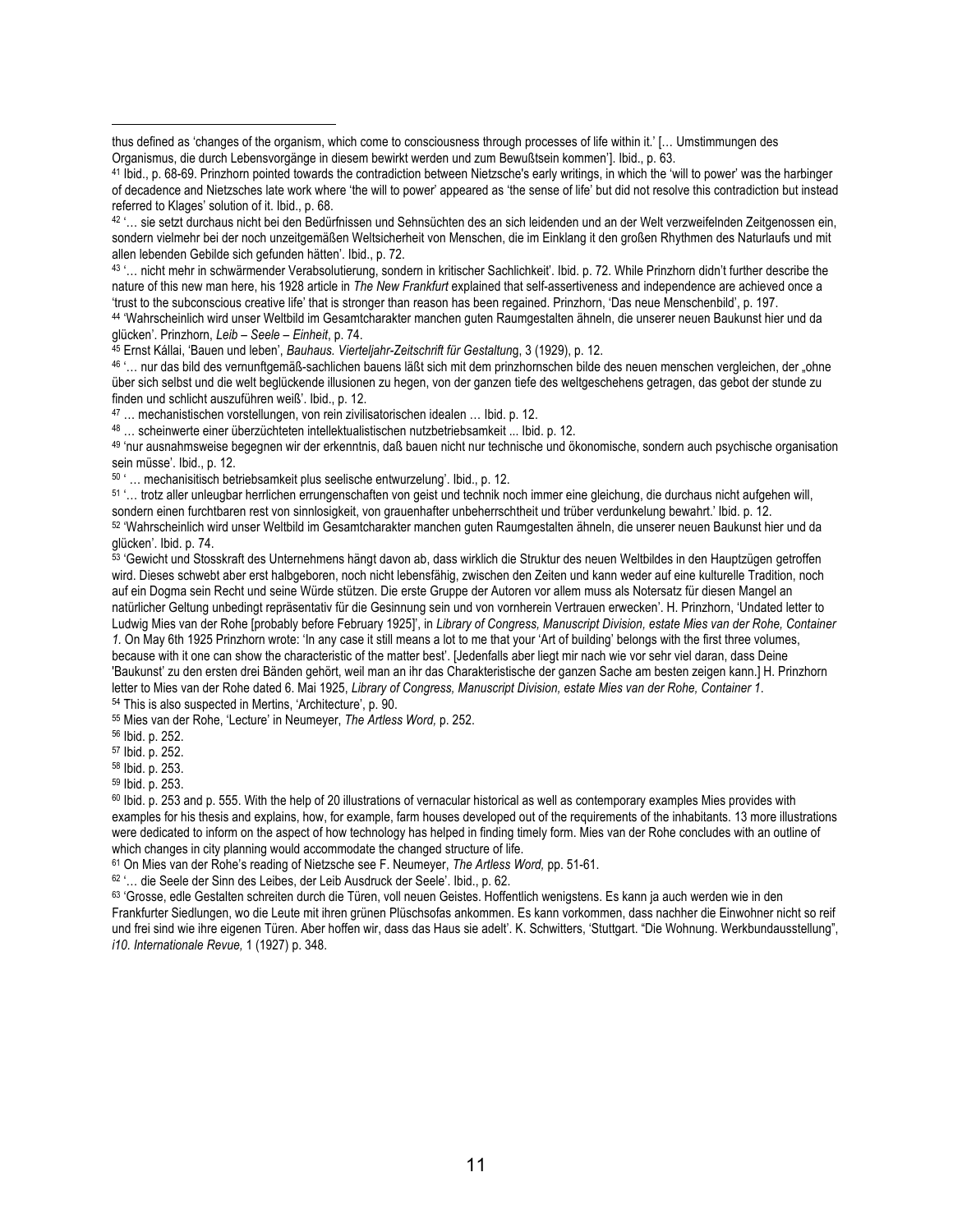thus defined as 'changes of the organism, which come to consciousness through processes of life within it.' [… Umstimmungen des Organismus, die durch Lebensvorgänge in diesem bewirkt werden und zum Bewußtsein kommen']. Ibid., p. 63.

[41] Ibid., p. 68-69. Prinzhorn pointed towards the contradiction between Nietzsche's early writings, in which the 'will to power' was the harbinger of decadence and Nietzsches late work where 'the will to power' appeared as 'the sense of life' but did not resolve this contradiction but instead referred to Klages' solution of it. Ibid., p. 68.

[42] '… sie setzt durchaus nicht bei den Bedürfnissen und Sehnsüchten des an sich leidenden und an der Welt verzweifelnden Zeitgenossen ein, sondern vielmehr bei der noch unzeitgemäßen Weltsicherheit von Menschen, die im Einklang it den großen Rhythmen des Naturlaufs und mit allen lebenden Gebilde sich gefunden hätten'. Ibid., p. 72.

[43] '… nicht mehr in schwärmender Verabsolutierung, sondern in kritischer Sachlichkeit'. Ibid. p. 72. While Prinzhorn didn't further describe the nature of this new man here, his 1928 article in *The New Frankfurt* explained that self-assertiveness and independence are achieved once a 'trust to the subconscious creative life' that is stronger than reason has been regained. Prinzhorn, 'Das neue Menschenbild', p. 197.

[44] 'Wahrscheinlich wird unser Weltbild im Gesamtcharakter manchen guten Raumgestalten ähneln, die unserer neuen Baukunst hier und da glücken'. Prinzhorn, *Leib – Seele – Einheit*, p. 74.

[45] Ernst Kállai, 'Bauen und leben', *Bauhaus. Vierteljahr-Zeitschrift für Gestaltung*, 3 (1929), p. 12.

[46] '… nur das bild des vernunftgemäß-sachlichen bauens läßt sich mit dem prinzhornschen bilde des neuen menschen vergleichen, der „ohne über sich selbst und die welt beglückende illusionen zu hegen, von der ganzen tiefe des weltgeschehens getragen, das gebot der stunde zu finden und schlicht auszuführen weiß'. Ibid., p. 12.

[47] … mechanistischen vorstellungen, von rein zivilisatorischen idealen … Ibid. p. 12.

[48] … scheinwerte einer überzüchteten intellektualistischen nutzbetriebsamkeit ... Ibid. p. 12.

[49] 'nur ausnahmsweise begegnen wir der erkenntnis, daß bauen nicht nur technische und ökonomische, sondern auch psychische organisation sein müsse'. Ibid., p. 12.

[50] ' … mechanisitisch betriebsamkeit plus seelische entwurzelung'. Ibid., p. 12.

[51] '… trotz aller unleugbar herrlichen errungenschaften von geist und technik noch immer eine gleichung, die durchaus nicht aufgehen will, sondern einen furchtbaren rest von sinnlosigkeit, von grauenhafter unbeherrschtheit und trüber verdunkelung bewahrt.' Ibid. p. 12.

[52] 'Wahrscheinlich wird unser Weltbild im Gesamtcharakter manchen guten Raumgestalten ähneln, die unserer neuen Baukunst hier und da glücken'. Ibid. p. 74.

[53] 'Gewicht und Stosskraft des Unternehmens hängt davon ab, dass wirklich die Struktur des neuen Weltbildes in den Hauptzügen getroffen wird. Dieses schwebt aber erst halbgeboren, noch nicht lebensfähig, zwischen den Zeiten und kann weder auf eine kulturelle Tradition, noch auf ein Dogma sein Recht und seine Würde stützen. Die erste Gruppe der Autoren vor allem muss als Notersatz für diesen Mangel an natürlicher Geltung unbedingt repräsentativ für die Gesinnung sein und von vornherein Vertrauen erwecken'. H. Prinzhorn, 'Undated letter to Ludwig Mies van der Rohe [probably before February 1925]', in *Library of Congress, Manuscript Division, estate Mies van der Rohe, Container 1*. On May 6th 1925 Prinzhorn wrote: 'In any case it still means a lot to me that your 'Art of building' belongs with the first three volumes, because with it one can show the characteristic of the matter best'. [Jedenfalls aber liegt mir nach wie vor sehr viel daran, dass Deine 'Baukunst' zu den ersten drei Bänden gehört, weil man an ihr das Charakteristische der ganzen Sache am besten zeigen kann.] H. Prinzhorn letter to Mies van der Rohe dated 6. Mai 1925, *Library of Congress, Manuscript Division, estate Mies van der Rohe, Container 1*.

[54] This is also suspected in Mertins, 'Architecture', p. 90.

[55] Mies van der Rohe, 'Lecture' in Neumeyer, *The Artless Word,* p. 252.

[56] Ibid. p. 252.

[57] Ibid. p. 252.

[58] Ibid. p. 253.

[59] Ibid. p. 253.

[60] Ibid. p. 253 and p. 555. With the help of 20 illustrations of vernacular historical as well as contemporary examples Mies provides with examples for his thesis and explains, how, for example, farm houses developed out of the requirements of the inhabitants. 13 more illustrations were dedicated to inform on the aspect of how technology has helped in finding timely form. Mies van der Rohe concludes with an outline of which changes in city planning would accommodate the changed structure of life.

[61] On Mies van der Rohe's reading of Nietzsche see F. Neumeyer, *The Artless Word,* pp. 51-61.

[62] '… die Seele der Sinn des Leibes, der Leib Ausdruck der Seele'. Ibid., p. 62.

[63] 'Grosse, edle Gestalten schreiten durch die Türen, voll neuen Geistes. Hoffentlich wenigstens. Es kann ja auch werden wie in den Frankfurter Siedlungen, wo die Leute mit ihren grünen Plüschsofas ankommen. Es kann vorkommen, dass nachher die Einwohner nicht so reif und frei sind wie ihre eigenen Türen. Aber hoffen wir, dass das Haus sie adelt'. K. Schwitters, 'Stuttgart. "Die Wohnung. Werkbundausstellung", *i10. Internationale Revue,* 1 (1927) p. 348.